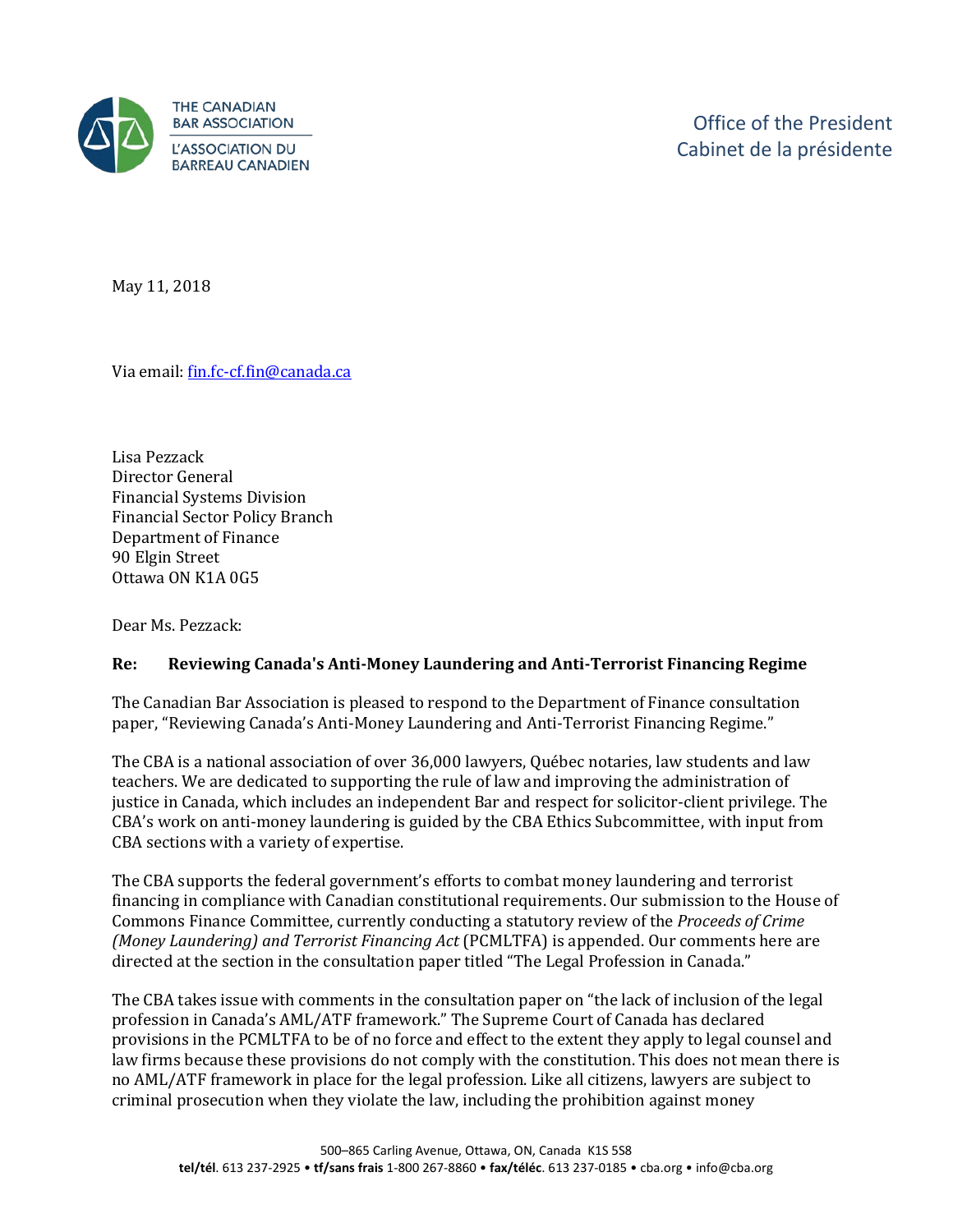THE CANADIAN BAR ASSOCIATION
L'ASSOCIATION DU BARREAU CANADIEN

Office of the President
Cabinet de la présidente

May 11, 2018

Via email: fin.fc-cf.fin@canada.ca

Lisa Pezzack
Director General
Financial Systems Division
Financial Sector Policy Branch
Department of Finance
90 Elgin Street
Ottawa ON K1A 0G5

Dear Ms. Pezzack:

**Re: Reviewing Canada's Anti-Money Laundering and Anti-Terrorist Financing Regime**

The Canadian Bar Association is pleased to respond to the Department of Finance consultation paper, "Reviewing Canada's Anti-Money Laundering and Anti-Terrorist Financing Regime."

The CBA is a national association of over 36,000 lawyers, Québec notaries, law students and law teachers. We are dedicated to supporting the rule of law and improving the administration of justice in Canada, which includes an independent Bar and respect for solicitor-client privilege. The CBA's work on anti-money laundering is guided by the CBA Ethics Subcommittee, with input from CBA sections with a variety of expertise.

The CBA supports the federal government's efforts to combat money laundering and terrorist financing in compliance with Canadian constitutional requirements. Our submission to the House of Commons Finance Committee, currently conducting a statutory review of the *Proceeds of Crime (Money Laundering) and Terrorist Financing Act* (PCMLTFA) is appended. Our comments here are directed at the section in the consultation paper titled "The Legal Profession in Canada."

The CBA takes issue with comments in the consultation paper on "the lack of inclusion of the legal profession in Canada's AML/ATF framework." The Supreme Court of Canada has declared provisions in the PCMLTFA to be of no force and effect to the extent they apply to legal counsel and law firms because these provisions do not comply with the constitution. This does not mean there is no AML/ATF framework in place for the legal profession. Like all citizens, lawyers are subject to criminal prosecution when they violate the law, including the prohibition against money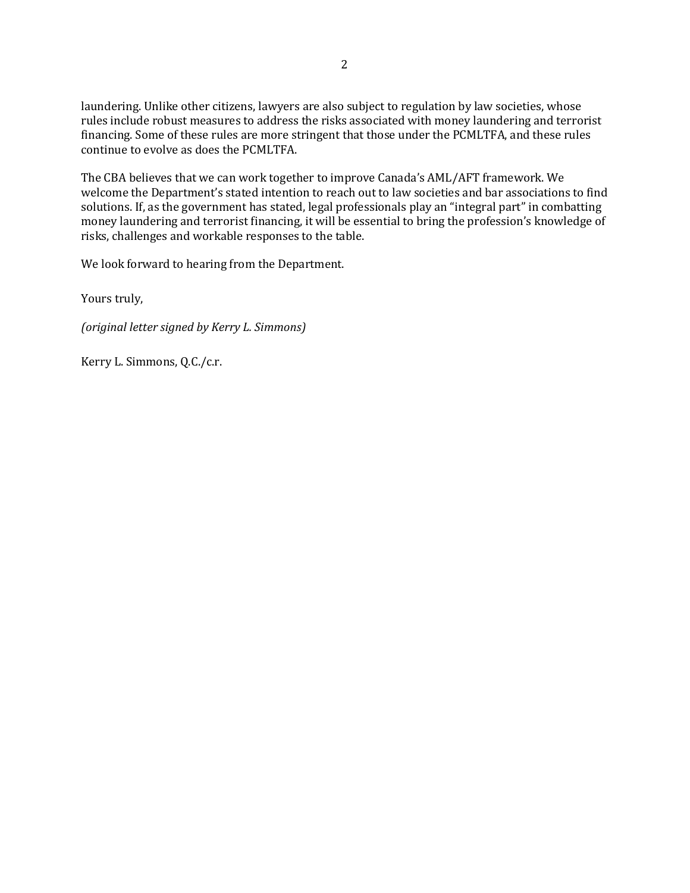laundering. Unlike other citizens, lawyers are also subject to regulation by law societies, whose rules include robust measures to address the risks associated with money laundering and terrorist financing. Some of these rules are more stringent that those under the PCMLTFA, and these rules continue to evolve as does the PCMLTFA.

The CBA believes that we can work together to improve Canada's AML/AFT framework. We welcome the Department's stated intention to reach out to law societies and bar associations to find solutions. If, as the government has stated, legal professionals play an "integral part" in combatting money laundering and terrorist financing, it will be essential to bring the profession's knowledge of risks, challenges and workable responses to the table.

We look forward to hearing from the Department.

Yours truly,

*(original letter signed by Kerry L. Simmons)*

Kerry L. Simmons, Q.C./c.r.